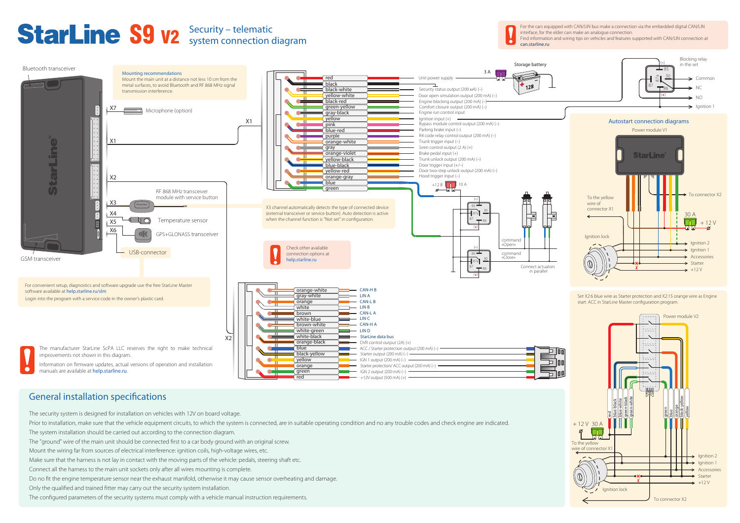# StarLine S9 v2 Security – telematic system connection diagram

For the cars equipped with CAN/LIN bus make a connection via the embedded digital CAN/LIN interface, for the elder cars make an analogue connection.
Find information and wiring tips on vehicles and features supported with CAN/LIN connection at can.starline.ru

Bluetooth transceiver

**Mounting recommendations**
Mount the main unit at a distance not less 10 cm from the metal surfaces, to avoid Bluetooth and RF 868 MHz signal transmission interference.

X7 — Microphone (option)

X1

X2

X3 — RF 868 MHz transceiver module with service button

X4 — Temperature sensor

X5

X6 — GPS+GLONASS transceiver

USB-connector

GSM transceiver

X3 channel automatically detects the type of connected device (external transceiver or service button). Auto detection is active when the channel function is "Not set" in configuration.

Check other available connection options at help.starline.ru

For convenient setup, diagnostics and software upgrade use the free StarLine Master software available at help.starline.ru/slm
Login into the program with a service code in the owner's plastic card.

The manufacturer StarLine ScPA LLC reserves the right to make technical improvements not shown in this diagram.

Information on firmware updates, actual versions of operation and installation manuals are available at help.starline.ru.

### Connector X1

| Wire | Function |
|---|---|
| red | Unit power supply |
| black | |
| black-white | Security status output (200 mA) (–) |
| yellow-white | Door open simulation output (200 mA) (–) |
| black-red | Engine blocking output (200 mA) (–) |
| green-yellow | Comfort closure output (200 mA) (–) |
| gray-black | Engine run control input |
| yellow | Ignition input (+) |
| pink | Bypass module control output (200 mA) (–) |
| blue-red | Parking brake input (–) |
| purple | R4 code relay control output (200 mA) (–) |
| orange-white | Trunk trigger input (–) |
| gray | Siren control output (2 A) (+) |
| orange-violet | Brake pedal input (+) |
| yellow-black | Trunk unlock output (200 mA) (–) |
| blue-black | Door trigger input (+/–) |
| yellow-red | Door two-step unlock output (200 mA) (–) |
| orange-gray | Hood trigger input (–) |
| blue | |
| green | |

3 A — Storage battery — 12В

Blocking relay in the set: 85, 86, 87, 87a, 30; (–), (+) — Common, NC, NO, Ignition 1

+12 B — 10 A

command «Open»

command «Close»

Connect actuators in parallel

### Connector X2

| Wire | Function |
|---|---|
| orange-white | CAN-H B |
| gray-white | LIN A |
| orange | CAN-L B |
| white | LIN B |
| brown | CAN-L A |
| white-blue | LIN C |
| brown-white | CAN-H A |
| white-green | LIN D |
| white-black | StarLine data bus |
| orange-black | DVR control output (2A) (+) |
| blue | ACC / Starter protection output (200 mA) (–) |
| black-yellow | Starter output (200 mA) (–) |
| yellow | IGN 1 output (200 mA) (–) |
| orange | Starter protection/ ACC output (200 mA) (–) |
| green | IGN 2 output (200 mA) (–) |
| red | +12V output (500 mA) (+) |

## Autostart connection diagrams

**Power module V1**

To the yellow wire of connector X1 — To connector X2 — 30 A — + 12 V — Ignition lock — Ignition 2, Ignition 1, Accessories, Starter, +12 V

Set X2:6 blue wire as Starter protection and X2:15 orange wire as Engine start: ACC in StarLine Master configuration program.

**Power module V2**

red, blue-black, blue-white, green-black, green-white, green, blue, orange, black-yellow, yellow

+ 12 V — 30 A — To the yellow wire of connector X1 — Ignition lock — Ignition 2, Ignition 1, Accessories, Starter, +12 V — To connector X2

## General installation specifications

The security system is designed for installation on vehicles with 12V on board voltage.

Prior to installation, make sure that the vehicle equipment circuits, to which the system is connected, are in suitable operating condition and no any trouble codes and check engine are indicated.

The system installation should be carried out according to the connection diagram.

The "ground" wire of the main unit should be connected first to a car body ground with an original screw.

Mount the wiring far from sources of electrical interference: ignition coils, high-voltage wires, etc.

Make sure that the harness is not lay in contact with the moving parts of the vehicle: pedals, steering shaft etc.

Connect all the harness to the main unit sockets only after all wires mounting is complete.

Do no fit the engine temperature sensor near the exhaust manifold, otherwise it may cause sensor overheating and damage.

Only the qualified and trained fitter may carry out the security system installation.

The configured parameters of the security systems must comply with a vehicle manual instruction requirements.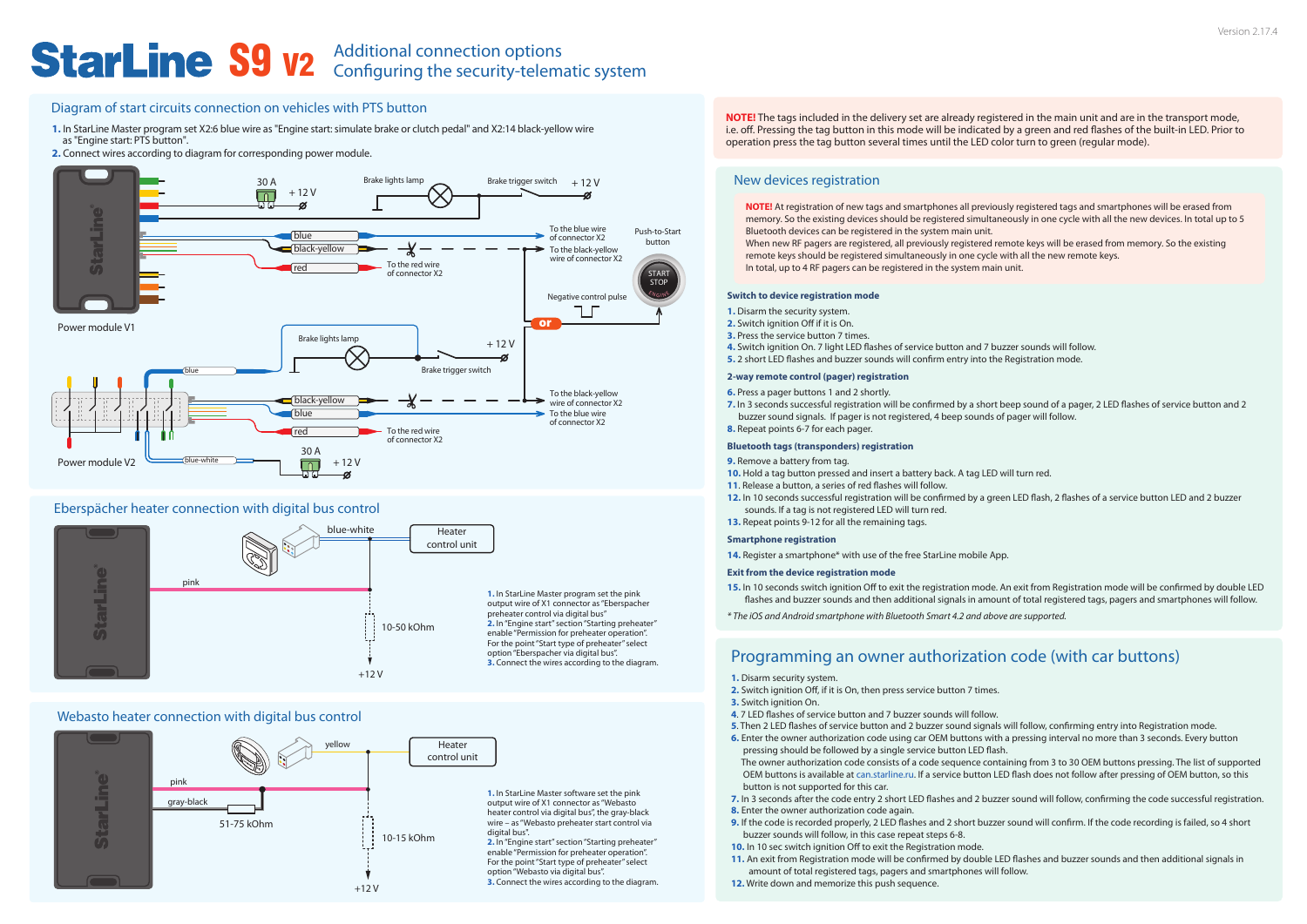# StarLine S9 v2

## Additional connection options
## Configuring the security-telematic system

### Diagram of start circuits connection on vehicles with PTS button

1. In StarLine Master program set X2:6 blue wire as "Engine start: simulate brake or clutch pedal" and X2:14 black-yellow wire as "Engine start: PTS button".
2. Connect wires according to diagram for corresponding power module.

30 A
+ 12 V
Brake lights lamp
Brake trigger switch
+ 12 V
blue
black-yellow
red
To the blue wire of connector X2
To the black-yellow wire of connector X2
To the red wire of connector X2
Push-to-Start button
START STOP ENGINE
Negative control pulse
or
Power module V1
Brake lights lamp
+ 12 V
Brake trigger switch
blue
black-yellow
blue
red
To the black-yellow wire of connector X2
To the blue wire of connector X2
To the red wire of connector X2
30 A
+ 12 V
blue-white
Power module V2

### Eberspächer heater connection with digital bus control

blue-white
Heater control unit
pink
10-50 kOhm
+12 V

1. In StarLine Master program set the pink output wire of X1 connector as "Eberspacher preheater control via digital bus"
2. In "Engine start" section "Starting preheater" enable "Permission for preheater operation". For the point "Start type of preheater" select option "Eberspacher via digital bus".
3. Connect the wires according to the diagram.

### Webasto heater connection with digital bus control

yellow
Heater control unit
pink
gray-black
51-75 kOhm
10-15 kOhm
+12 V

1. In StarLine Master software set the pink output wire of X1 connector as "Webasto heater control via digital bus", the gray-black wire – as "Webasto preheater start control via digital bus".
2. In "Engine start" section "Starting preheater" enable "Permission for preheater operation". For the point "Start type of preheater" select option "Webasto via digital bus".
3. Connect the wires according to the diagram.

**NOTE!** The tags included in the delivery set are already registered in the main unit and are in the transport mode, i.e. off. Pressing the tag button in this mode will be indicated by a green and red flashes of the built-in LED. Prior to operation press the tag button several times until the LED color turn to green (regular mode).

### New devices registration

**NOTE!** At registration of new tags and smartphones all previously registered tags and smartphones will be erased from memory. So the existing devices should be registered simultaneously in one cycle with all the new devices. In total up to 5 Bluetooth devices can be registered in the system main unit.
When new RF pagers are registered, all previously registered remote keys will be erased from memory. So the existing remote keys should be registered simultaneously in one cycle with all the new remote keys.
In total, up to 4 RF pagers can be registered in the system main unit.

**Switch to device registration mode**

1. Disarm the security system.
2. Switch ignition Off if it is On.
3. Press the service button 7 times.
4. Switch ignition On. 7 light LED flashes of service button and 7 buzzer sounds will follow.
5. 2 short LED flashes and buzzer sounds will confirm entry into the Registration mode.

**2-way remote control (pager) registration**

6. Press a pager buttons 1 and 2 shortly.
7. In 3 seconds successful registration will be confirmed by a short beep sound of a pager, 2 LED flashes of service button and 2 buzzer sound signals. If pager is not registered, 4 beep sounds of pager will follow.
8. Repeat points 6-7 for each pager.

**Bluetooth tags (transponders) registration**

9. Remove a battery from tag.
10. Hold a tag button pressed and insert a battery back. A tag LED will turn red.
11. Release a button, a series of red flashes will follow.
12. In 10 seconds successful registration will be confirmed by a green LED flash, 2 flashes of a service button LED and 2 buzzer sounds. If a tag is not registered LED will turn red.
13. Repeat points 9-12 for all the remaining tags.

**Smartphone registration**

14. Register a smartphone* with use of the free StarLine mobile App.

**Exit from the device registration mode**

15. In 10 seconds switch ignition Off to exit the registration mode. An exit from Registration mode will be confirmed by double LED flashes and buzzer sounds and then additional signals in amount of total registered tags, pagers and smartphones will follow.

*\* The iOS and Android smartphone with Bluetooth Smart 4.2 and above are supported.*

### Programming an owner authorization code (with car buttons)

1. Disarm security system.
2. Switch ignition Off, if it is On, then press service button 7 times.
3. Switch ignition On.
4. 7 LED flashes of service button and 7 buzzer sounds will follow.
5. Then 2 LED flashes of service button and 2 buzzer sound signals will follow, confirming entry into Registration mode.
6. Enter the owner authorization code using car OEM buttons with a pressing interval no more than 3 seconds. Every button pressing should be followed by a single service button LED flash.
   The owner authorization code consists of a code sequence containing from 3 to 30 OEM buttons pressing. The list of supported OEM buttons is available at can.starline.ru. If a service button LED flash does not follow after pressing of OEM button, so this button is not supported for this car.
7. In 3 seconds after the code entry 2 short LED flashes and 2 buzzer sound will follow, confirming the code successful registration.
8. Enter the owner authorization code again.
9. If the code is recorded properly, 2 LED flashes and 2 short buzzer sound will confirm. If the code recording is failed, so 4 short buzzer sounds will follow, in this case repeat steps 6-8.
10. In 10 sec switch ignition Off to exit the Registration mode.
11. An exit from Registration mode will be confirmed by double LED flashes and buzzer sounds and then additional signals in amount of total registered tags, pagers and smartphones will follow.
12. Write down and memorize this push sequence.